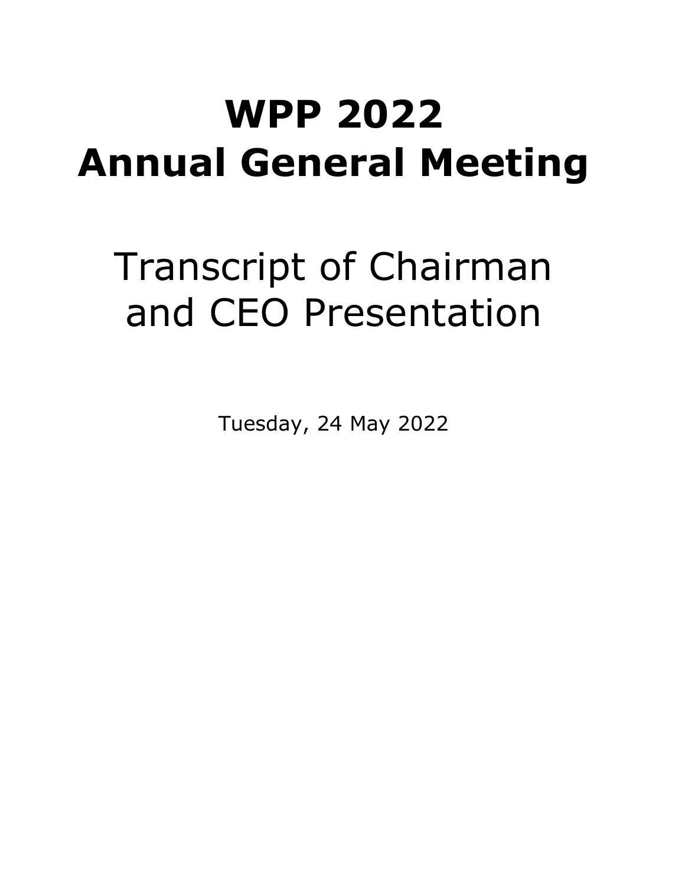# WPP 2022
# Annual General Meeting

## Transcript of Chairman and CEO Presentation

Tuesday, 24 May 2022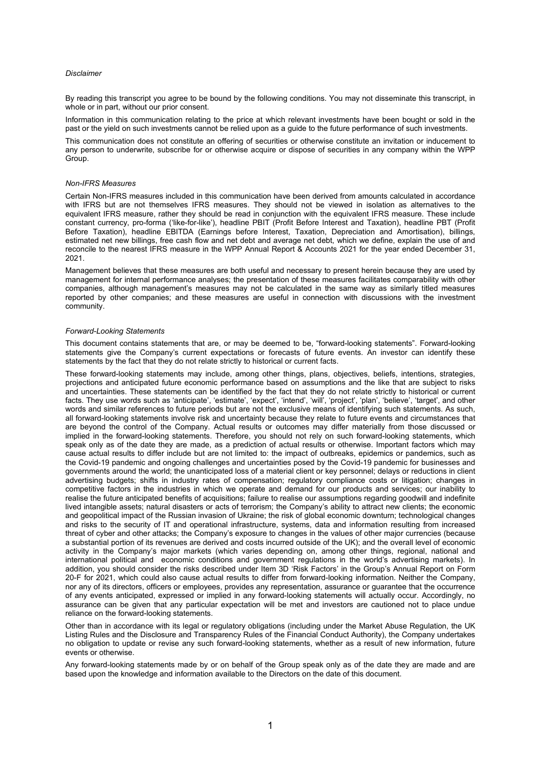*Disclaimer*

By reading this transcript you agree to be bound by the following conditions. You may not disseminate this transcript, in whole or in part, without our prior consent.

Information in this communication relating to the price at which relevant investments have been bought or sold in the past or the yield on such investments cannot be relied upon as a guide to the future performance of such investments.

This communication does not constitute an offering of securities or otherwise constitute an invitation or inducement to any person to underwrite, subscribe for or otherwise acquire or dispose of securities in any company within the WPP Group.

*Non-IFRS Measures*

Certain Non-IFRS measures included in this communication have been derived from amounts calculated in accordance with IFRS but are not themselves IFRS measures. They should not be viewed in isolation as alternatives to the equivalent IFRS measure, rather they should be read in conjunction with the equivalent IFRS measure. These include constant currency, pro-forma ('like-for-like'), headline PBIT (Profit Before Interest and Taxation), headline PBT (Profit Before Taxation), headline EBITDA (Earnings before Interest, Taxation, Depreciation and Amortisation), billings, estimated net new billings, free cash flow and net debt and average net debt, which we define, explain the use of and reconcile to the nearest IFRS measure in the WPP Annual Report & Accounts 2021 for the year ended December 31, 2021.

Management believes that these measures are both useful and necessary to present herein because they are used by management for internal performance analyses; the presentation of these measures facilitates comparability with other companies, although management's measures may not be calculated in the same way as similarly titled measures reported by other companies; and these measures are useful in connection with discussions with the investment community.

*Forward-Looking Statements*

This document contains statements that are, or may be deemed to be, "forward-looking statements". Forward-looking statements give the Company's current expectations or forecasts of future events. An investor can identify these statements by the fact that they do not relate strictly to historical or current facts.

These forward-looking statements may include, among other things, plans, objectives, beliefs, intentions, strategies, projections and anticipated future economic performance based on assumptions and the like that are subject to risks and uncertainties. These statements can be identified by the fact that they do not relate strictly to historical or current facts. They use words such as 'anticipate', 'estimate', 'expect', 'intend', 'will', 'project', 'plan', 'believe', 'target', and other words and similar references to future periods but are not the exclusive means of identifying such statements. As such, all forward-looking statements involve risk and uncertainty because they relate to future events and circumstances that are beyond the control of the Company. Actual results or outcomes may differ materially from those discussed or implied in the forward-looking statements. Therefore, you should not rely on such forward-looking statements, which speak only as of the date they are made, as a prediction of actual results or otherwise. Important factors which may cause actual results to differ include but are not limited to: the impact of outbreaks, epidemics or pandemics, such as the Covid-19 pandemic and ongoing challenges and uncertainties posed by the Covid-19 pandemic for businesses and governments around the world; the unanticipated loss of a material client or key personnel; delays or reductions in client advertising budgets; shifts in industry rates of compensation; regulatory compliance costs or litigation; changes in competitive factors in the industries in which we operate and demand for our products and services; our inability to realise the future anticipated benefits of acquisitions; failure to realise our assumptions regarding goodwill and indefinite lived intangible assets; natural disasters or acts of terrorism; the Company's ability to attract new clients; the economic and geopolitical impact of the Russian invasion of Ukraine; the risk of global economic downturn; technological changes and risks to the security of IT and operational infrastructure, systems, data and information resulting from increased threat of cyber and other attacks; the Company's exposure to changes in the values of other major currencies (because a substantial portion of its revenues are derived and costs incurred outside of the UK); and the overall level of economic activity in the Company's major markets (which varies depending on, among other things, regional, national and international political and economic conditions and government regulations in the world's advertising markets). In addition, you should consider the risks described under Item 3D 'Risk Factors' in the Group's Annual Report on Form 20-F for 2021, which could also cause actual results to differ from forward-looking information. Neither the Company, nor any of its directors, officers or employees, provides any representation, assurance or guarantee that the occurrence of any events anticipated, expressed or implied in any forward-looking statements will actually occur. Accordingly, no assurance can be given that any particular expectation will be met and investors are cautioned not to place undue reliance on the forward-looking statements.

Other than in accordance with its legal or regulatory obligations (including under the Market Abuse Regulation, the UK Listing Rules and the Disclosure and Transparency Rules of the Financial Conduct Authority), the Company undertakes no obligation to update or revise any such forward-looking statements, whether as a result of new information, future events or otherwise.

Any forward-looking statements made by or on behalf of the Group speak only as of the date they are made and are based upon the knowledge and information available to the Directors on the date of this document.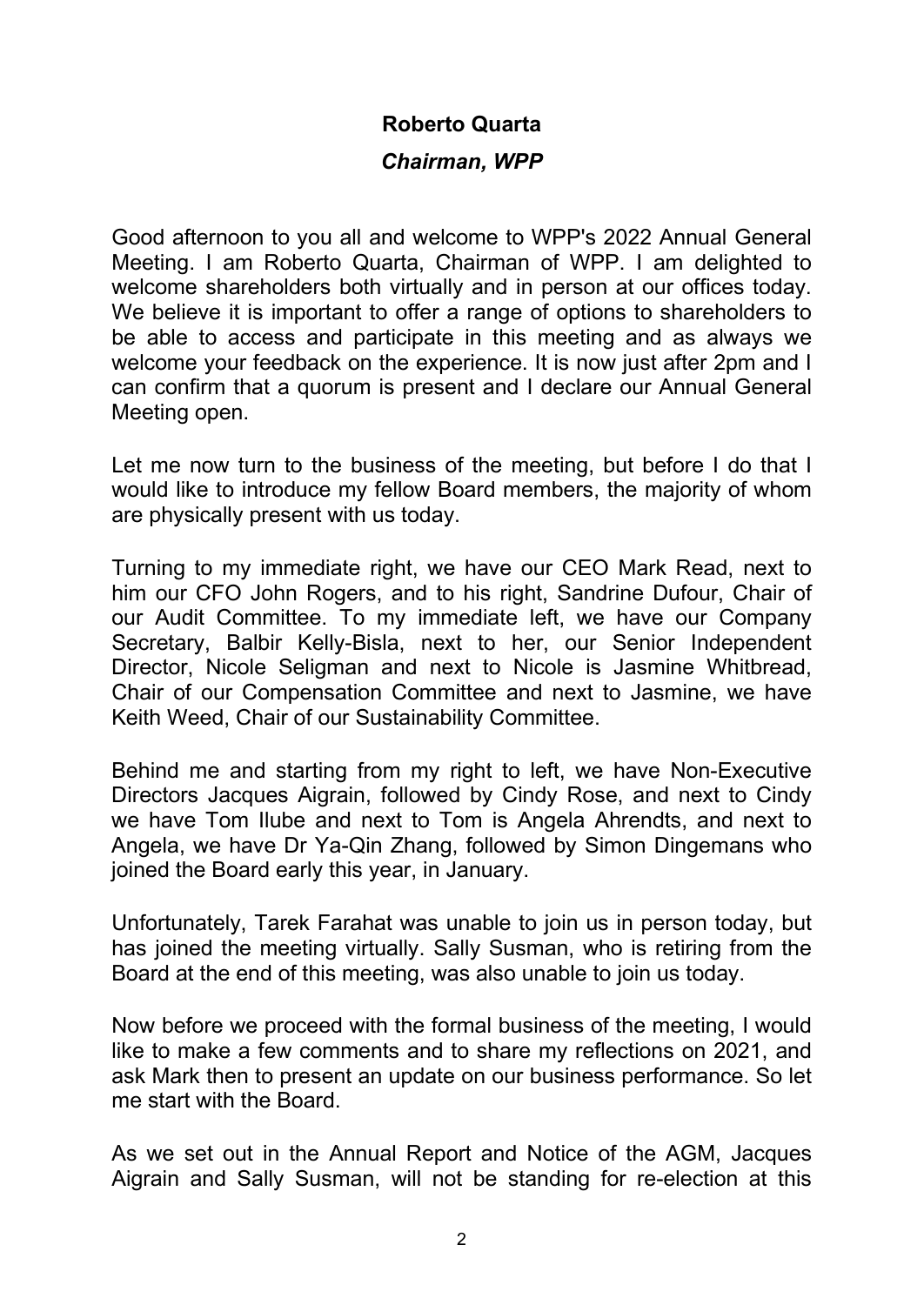**Roberto Quarta**

***Chairman, WPP***

Good afternoon to you all and welcome to WPP's 2022 Annual General Meeting. I am Roberto Quarta, Chairman of WPP. I am delighted to welcome shareholders both virtually and in person at our offices today. We believe it is important to offer a range of options to shareholders to be able to access and participate in this meeting and as always we welcome your feedback on the experience. It is now just after 2pm and I can confirm that a quorum is present and I declare our Annual General Meeting open.

Let me now turn to the business of the meeting, but before I do that I would like to introduce my fellow Board members, the majority of whom are physically present with us today.

Turning to my immediate right, we have our CEO Mark Read, next to him our CFO John Rogers, and to his right, Sandrine Dufour, Chair of our Audit Committee. To my immediate left, we have our Company Secretary, Balbir Kelly-Bisla, next to her, our Senior Independent Director, Nicole Seligman and next to Nicole is Jasmine Whitbread, Chair of our Compensation Committee and next to Jasmine, we have Keith Weed, Chair of our Sustainability Committee.

Behind me and starting from my right to left, we have Non-Executive Directors Jacques Aigrain, followed by Cindy Rose, and next to Cindy we have Tom Ilube and next to Tom is Angela Ahrendts, and next to Angela, we have Dr Ya-Qin Zhang, followed by Simon Dingemans who joined the Board early this year, in January.

Unfortunately, Tarek Farahat was unable to join us in person today, but has joined the meeting virtually. Sally Susman, who is retiring from the Board at the end of this meeting, was also unable to join us today.

Now before we proceed with the formal business of the meeting, I would like to make a few comments and to share my reflections on 2021, and ask Mark then to present an update on our business performance. So let me start with the Board.

As we set out in the Annual Report and Notice of the AGM, Jacques Aigrain and Sally Susman, will not be standing for re-election at this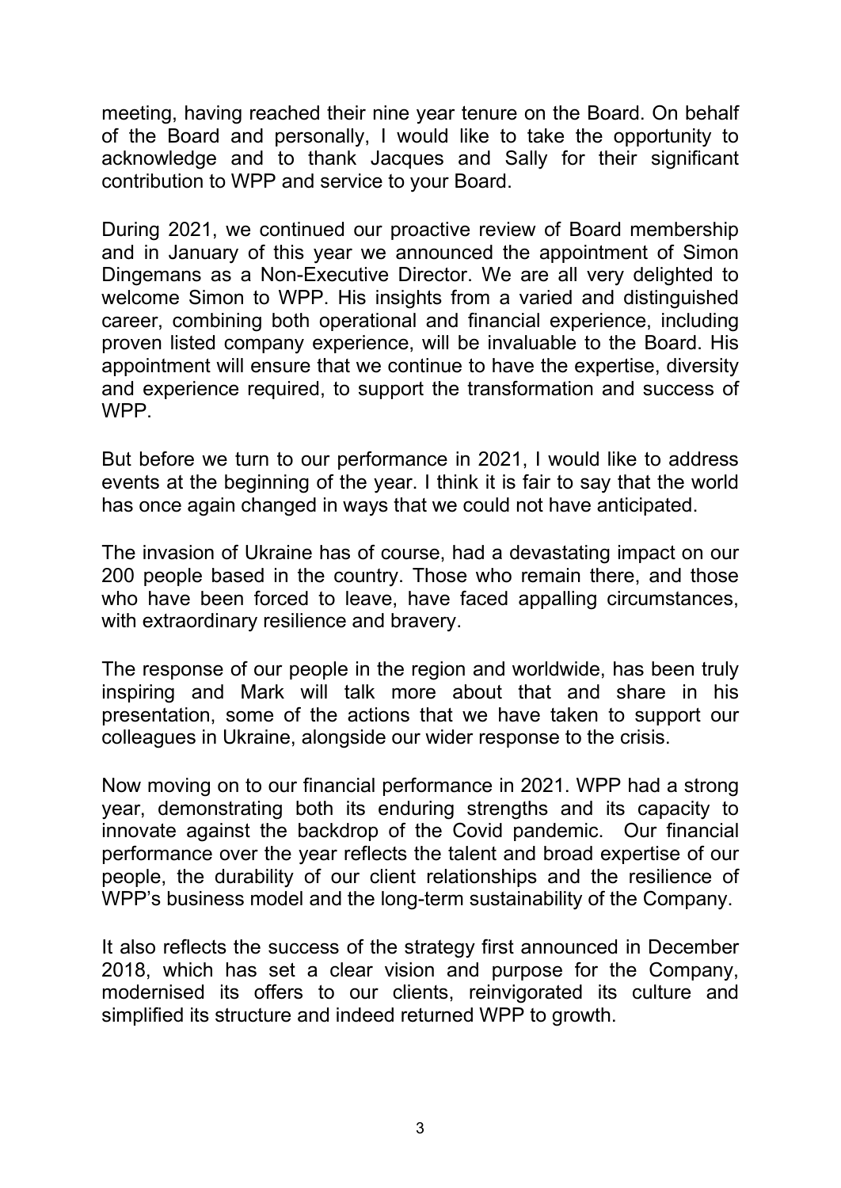meeting, having reached their nine year tenure on the Board. On behalf of the Board and personally, I would like to take the opportunity to acknowledge and to thank Jacques and Sally for their significant contribution to WPP and service to your Board.

During 2021, we continued our proactive review of Board membership and in January of this year we announced the appointment of Simon Dingemans as a Non-Executive Director. We are all very delighted to welcome Simon to WPP. His insights from a varied and distinguished career, combining both operational and financial experience, including proven listed company experience, will be invaluable to the Board. His appointment will ensure that we continue to have the expertise, diversity and experience required, to support the transformation and success of WPP.

But before we turn to our performance in 2021, I would like to address events at the beginning of the year. I think it is fair to say that the world has once again changed in ways that we could not have anticipated.

The invasion of Ukraine has of course, had a devastating impact on our 200 people based in the country. Those who remain there, and those who have been forced to leave, have faced appalling circumstances, with extraordinary resilience and bravery.

The response of our people in the region and worldwide, has been truly inspiring and Mark will talk more about that and share in his presentation, some of the actions that we have taken to support our colleagues in Ukraine, alongside our wider response to the crisis.

Now moving on to our financial performance in 2021. WPP had a strong year, demonstrating both its enduring strengths and its capacity to innovate against the backdrop of the Covid pandemic. Our financial performance over the year reflects the talent and broad expertise of our people, the durability of our client relationships and the resilience of WPP's business model and the long-term sustainability of the Company.

It also reflects the success of the strategy first announced in December 2018, which has set a clear vision and purpose for the Company, modernised its offers to our clients, reinvigorated its culture and simplified its structure and indeed returned WPP to growth.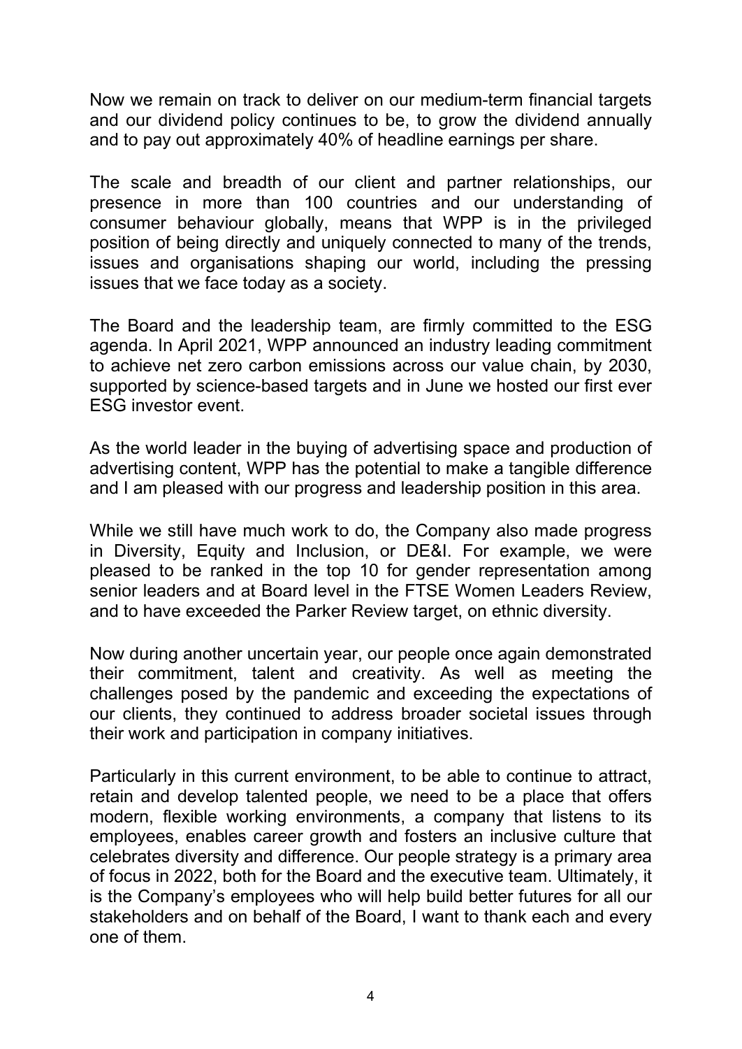Now we remain on track to deliver on our medium-term financial targets and our dividend policy continues to be, to grow the dividend annually and to pay out approximately 40% of headline earnings per share.

The scale and breadth of our client and partner relationships, our presence in more than 100 countries and our understanding of consumer behaviour globally, means that WPP is in the privileged position of being directly and uniquely connected to many of the trends, issues and organisations shaping our world, including the pressing issues that we face today as a society.

The Board and the leadership team, are firmly committed to the ESG agenda. In April 2021, WPP announced an industry leading commitment to achieve net zero carbon emissions across our value chain, by 2030, supported by science-based targets and in June we hosted our first ever ESG investor event.

As the world leader in the buying of advertising space and production of advertising content, WPP has the potential to make a tangible difference and I am pleased with our progress and leadership position in this area.

While we still have much work to do, the Company also made progress in Diversity, Equity and Inclusion, or DE&I. For example, we were pleased to be ranked in the top 10 for gender representation among senior leaders and at Board level in the FTSE Women Leaders Review, and to have exceeded the Parker Review target, on ethnic diversity.

Now during another uncertain year, our people once again demonstrated their commitment, talent and creativity. As well as meeting the challenges posed by the pandemic and exceeding the expectations of our clients, they continued to address broader societal issues through their work and participation in company initiatives.

Particularly in this current environment, to be able to continue to attract, retain and develop talented people, we need to be a place that offers modern, flexible working environments, a company that listens to its employees, enables career growth and fosters an inclusive culture that celebrates diversity and difference. Our people strategy is a primary area of focus in 2022, both for the Board and the executive team. Ultimately, it is the Company's employees who will help build better futures for all our stakeholders and on behalf of the Board, I want to thank each and every one of them.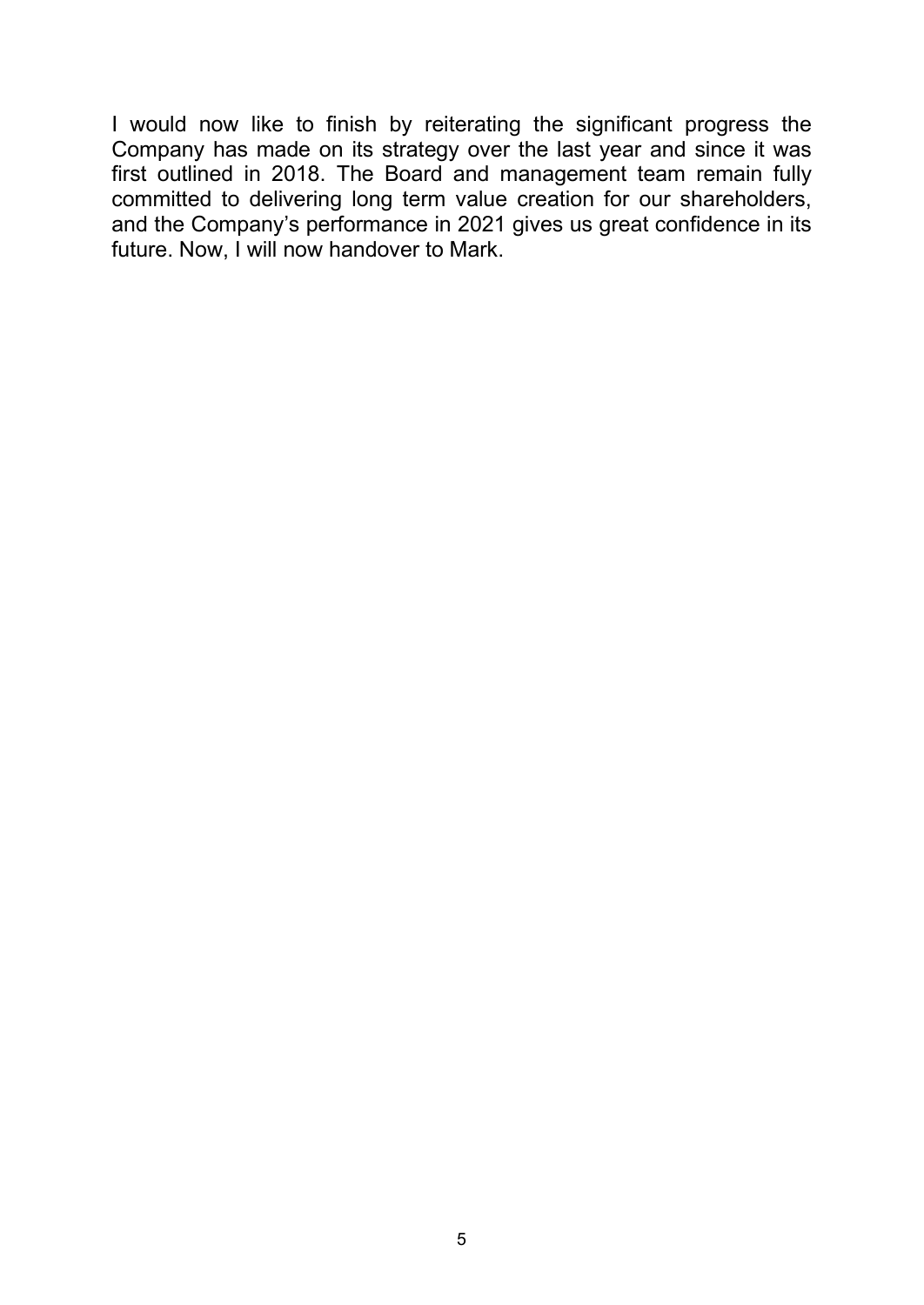I would now like to finish by reiterating the significant progress the Company has made on its strategy over the last year and since it was first outlined in 2018. The Board and management team remain fully committed to delivering long term value creation for our shareholders, and the Company's performance in 2021 gives us great confidence in its future. Now, I will now handover to Mark.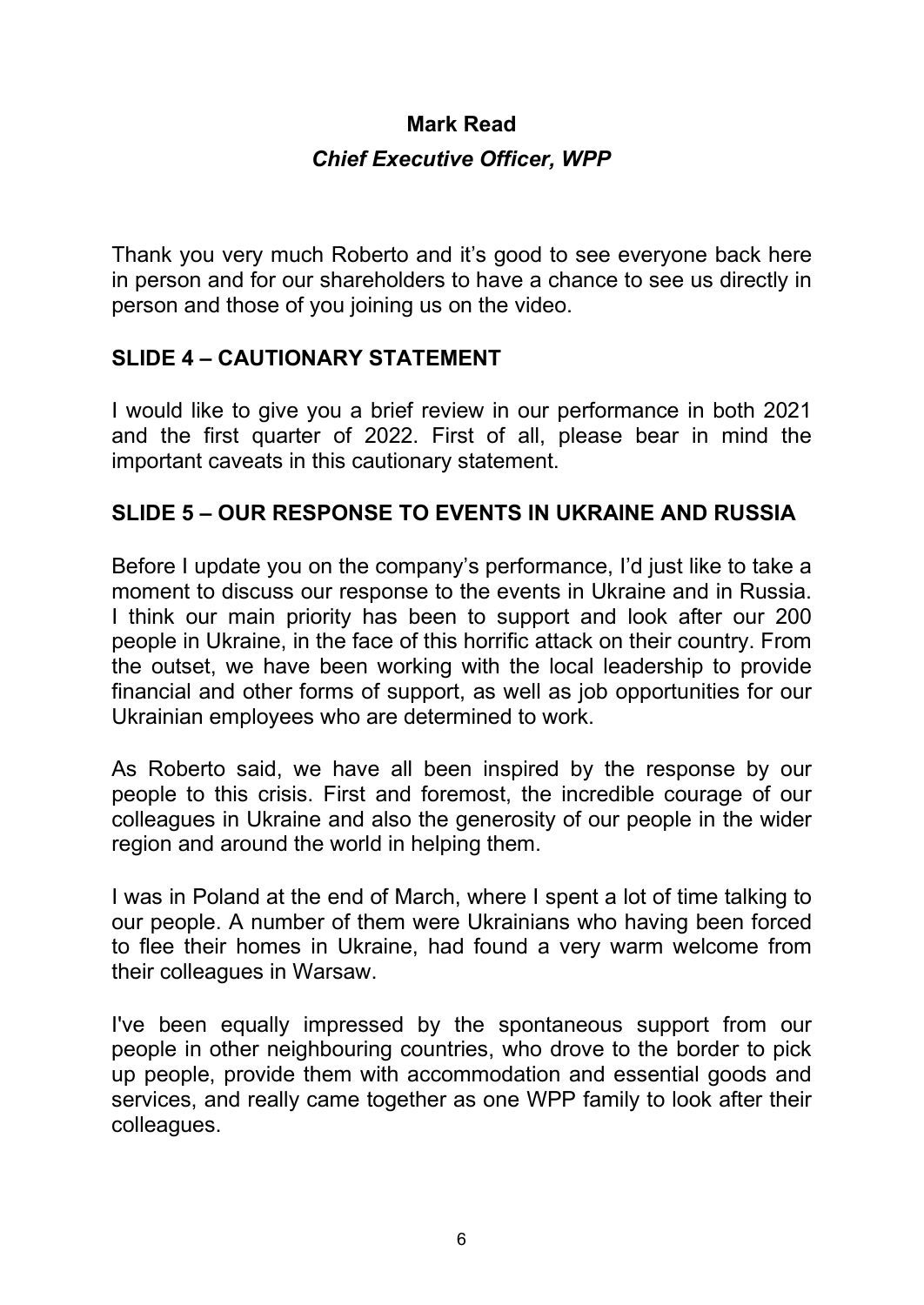**Mark Read**

***Chief Executive Officer, WPP***

Thank you very much Roberto and it's good to see everyone back here in person and for our shareholders to have a chance to see us directly in person and those of you joining us on the video.

**SLIDE 4 – CAUTIONARY STATEMENT**

I would like to give you a brief review in our performance in both 2021 and the first quarter of 2022. First of all, please bear in mind the important caveats in this cautionary statement.

**SLIDE 5 – OUR RESPONSE TO EVENTS IN UKRAINE AND RUSSIA**

Before I update you on the company's performance, I'd just like to take a moment to discuss our response to the events in Ukraine and in Russia. I think our main priority has been to support and look after our 200 people in Ukraine, in the face of this horrific attack on their country. From the outset, we have been working with the local leadership to provide financial and other forms of support, as well as job opportunities for our Ukrainian employees who are determined to work.

As Roberto said, we have all been inspired by the response by our people to this crisis. First and foremost, the incredible courage of our colleagues in Ukraine and also the generosity of our people in the wider region and around the world in helping them.

I was in Poland at the end of March, where I spent a lot of time talking to our people. A number of them were Ukrainians who having been forced to flee their homes in Ukraine, had found a very warm welcome from their colleagues in Warsaw.

I've been equally impressed by the spontaneous support from our people in other neighbouring countries, who drove to the border to pick up people, provide them with accommodation and essential goods and services, and really came together as one WPP family to look after their colleagues.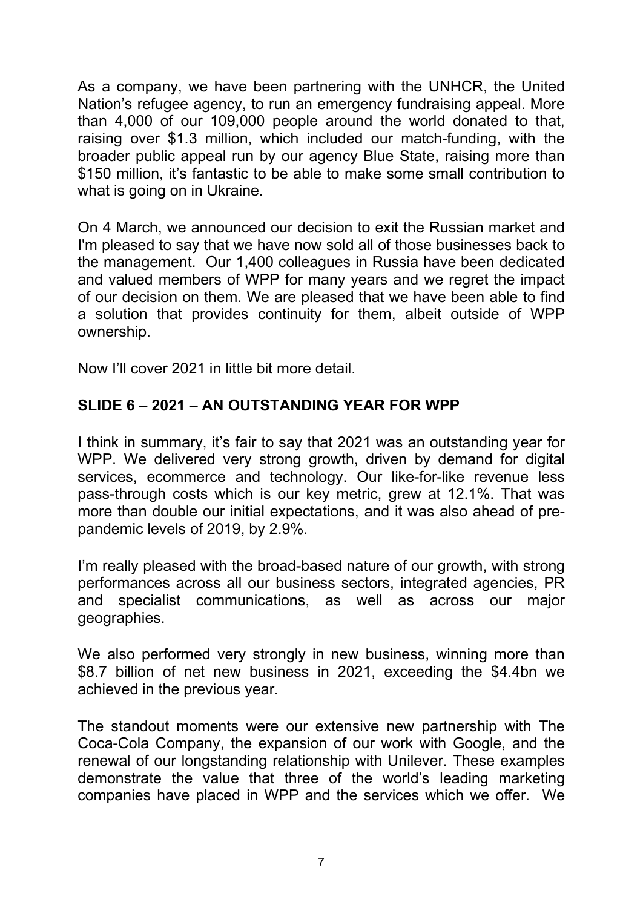As a company, we have been partnering with the UNHCR, the United Nation's refugee agency, to run an emergency fundraising appeal. More than 4,000 of our 109,000 people around the world donated to that, raising over $1.3 million, which included our match-funding, with the broader public appeal run by our agency Blue State, raising more than $150 million, it's fantastic to be able to make some small contribution to what is going on in Ukraine.

On 4 March, we announced our decision to exit the Russian market and I'm pleased to say that we have now sold all of those businesses back to the management. Our 1,400 colleagues in Russia have been dedicated and valued members of WPP for many years and we regret the impact of our decision on them. We are pleased that we have been able to find a solution that provides continuity for them, albeit outside of WPP ownership.

Now I'll cover 2021 in little bit more detail.

## SLIDE 6 – 2021 – AN OUTSTANDING YEAR FOR WPP

I think in summary, it's fair to say that 2021 was an outstanding year for WPP. We delivered very strong growth, driven by demand for digital services, ecommerce and technology. Our like-for-like revenue less pass-through costs which is our key metric, grew at 12.1%. That was more than double our initial expectations, and it was also ahead of pre-pandemic levels of 2019, by 2.9%.

I'm really pleased with the broad-based nature of our growth, with strong performances across all our business sectors, integrated agencies, PR and specialist communications, as well as across our major geographies.

We also performed very strongly in new business, winning more than $8.7 billion of net new business in 2021, exceeding the $4.4bn we achieved in the previous year.

The standout moments were our extensive new partnership with The Coca-Cola Company, the expansion of our work with Google, and the renewal of our longstanding relationship with Unilever. These examples demonstrate the value that three of the world's leading marketing companies have placed in WPP and the services which we offer. We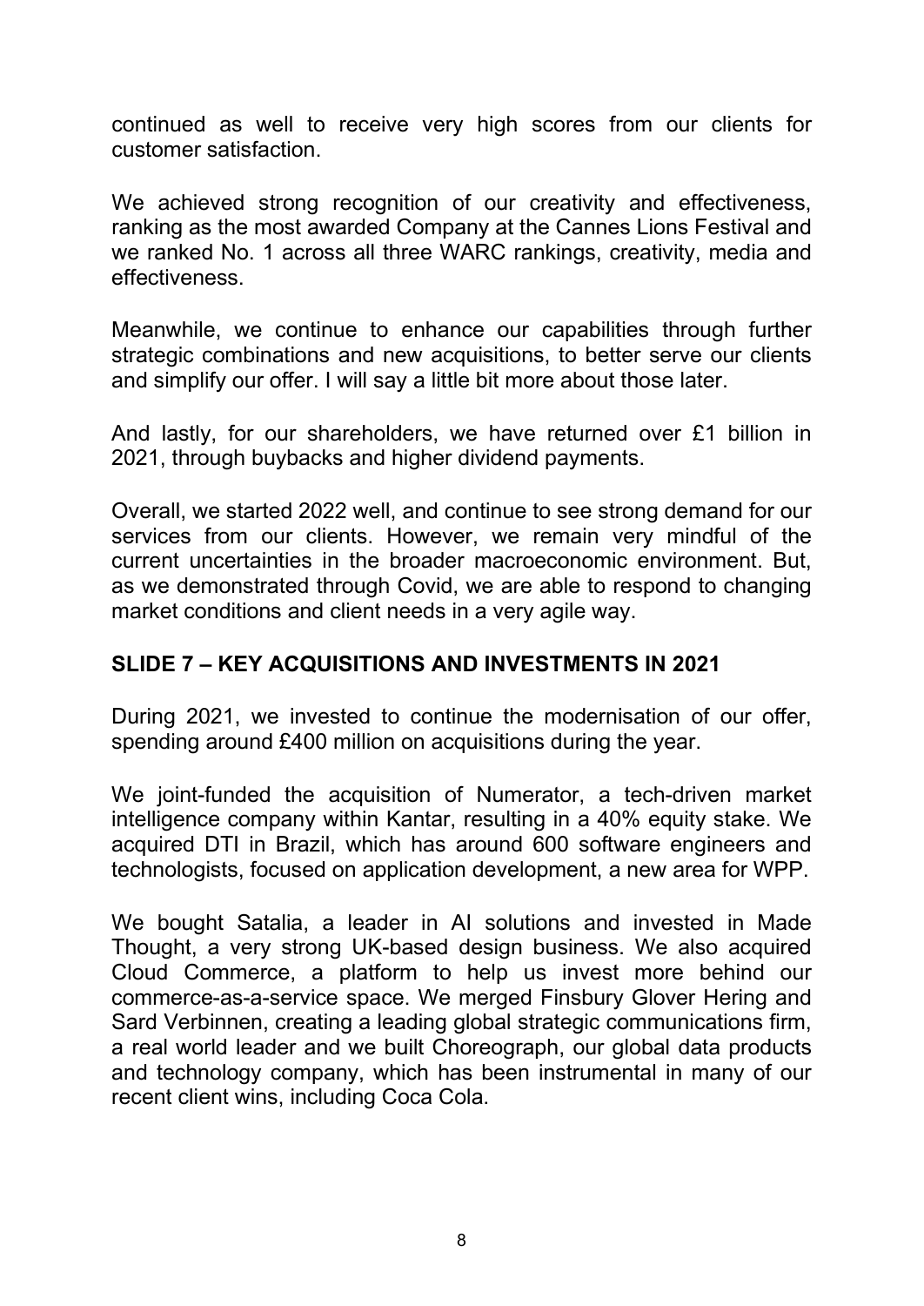continued as well to receive very high scores from our clients for customer satisfaction.

We achieved strong recognition of our creativity and effectiveness, ranking as the most awarded Company at the Cannes Lions Festival and we ranked No. 1 across all three WARC rankings, creativity, media and effectiveness.

Meanwhile, we continue to enhance our capabilities through further strategic combinations and new acquisitions, to better serve our clients and simplify our offer. I will say a little bit more about those later.

And lastly, for our shareholders, we have returned over £1 billion in 2021, through buybacks and higher dividend payments.

Overall, we started 2022 well, and continue to see strong demand for our services from our clients. However, we remain very mindful of the current uncertainties in the broader macroeconomic environment. But, as we demonstrated through Covid, we are able to respond to changing market conditions and client needs in a very agile way.

## SLIDE 7 – KEY ACQUISITIONS AND INVESTMENTS IN 2021

During 2021, we invested to continue the modernisation of our offer, spending around £400 million on acquisitions during the year.

We joint-funded the acquisition of Numerator, a tech-driven market intelligence company within Kantar, resulting in a 40% equity stake. We acquired DTI in Brazil, which has around 600 software engineers and technologists, focused on application development, a new area for WPP.

We bought Satalia, a leader in AI solutions and invested in Made Thought, a very strong UK-based design business. We also acquired Cloud Commerce, a platform to help us invest more behind our commerce-as-a-service space. We merged Finsbury Glover Hering and Sard Verbinnen, creating a leading global strategic communications firm, a real world leader and we built Choreograph, our global data products and technology company, which has been instrumental in many of our recent client wins, including Coca Cola.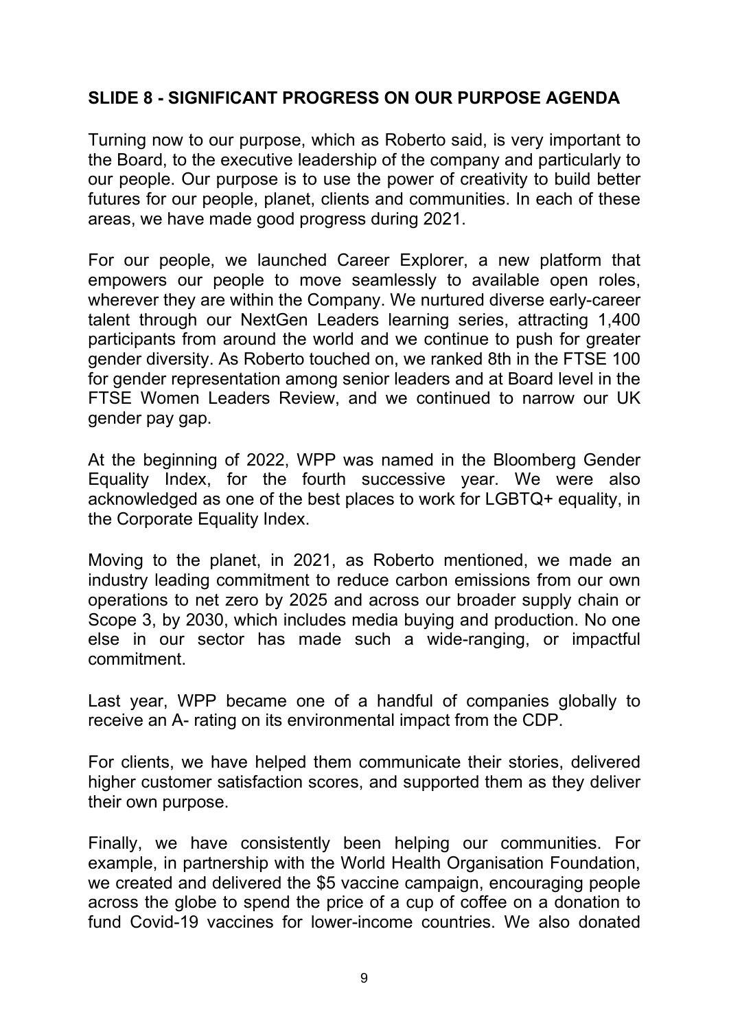## SLIDE 8 - SIGNIFICANT PROGRESS ON OUR PURPOSE AGENDA

Turning now to our purpose, which as Roberto said, is very important to the Board, to the executive leadership of the company and particularly to our people. Our purpose is to use the power of creativity to build better futures for our people, planet, clients and communities. In each of these areas, we have made good progress during 2021.

For our people, we launched Career Explorer, a new platform that empowers our people to move seamlessly to available open roles, wherever they are within the Company. We nurtured diverse early-career talent through our NextGen Leaders learning series, attracting 1,400 participants from around the world and we continue to push for greater gender diversity. As Roberto touched on, we ranked 8th in the FTSE 100 for gender representation among senior leaders and at Board level in the FTSE Women Leaders Review, and we continued to narrow our UK gender pay gap.

At the beginning of 2022, WPP was named in the Bloomberg Gender Equality Index, for the fourth successive year. We were also acknowledged as one of the best places to work for LGBTQ+ equality, in the Corporate Equality Index.

Moving to the planet, in 2021, as Roberto mentioned, we made an industry leading commitment to reduce carbon emissions from our own operations to net zero by 2025 and across our broader supply chain or Scope 3, by 2030, which includes media buying and production. No one else in our sector has made such a wide-ranging, or impactful commitment.

Last year, WPP became one of a handful of companies globally to receive an A- rating on its environmental impact from the CDP.

For clients, we have helped them communicate their stories, delivered higher customer satisfaction scores, and supported them as they deliver their own purpose.

Finally, we have consistently been helping our communities. For example, in partnership with the World Health Organisation Foundation, we created and delivered the $5 vaccine campaign, encouraging people across the globe to spend the price of a cup of coffee on a donation to fund Covid-19 vaccines for lower-income countries. We also donated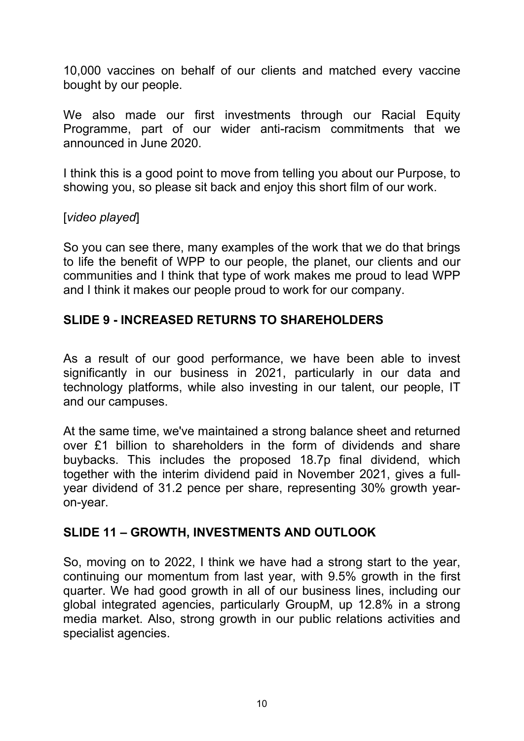10,000 vaccines on behalf of our clients and matched every vaccine bought by our people.

We also made our first investments through our Racial Equity Programme, part of our wider anti-racism commitments that we announced in June 2020.

I think this is a good point to move from telling you about our Purpose, to showing you, so please sit back and enjoy this short film of our work.

[*video played*]

So you can see there, many examples of the work that we do that brings to life the benefit of WPP to our people, the planet, our clients and our communities and I think that type of work makes me proud to lead WPP and I think it makes our people proud to work for our company.

## SLIDE 9 - INCREASED RETURNS TO SHAREHOLDERS

As a result of our good performance, we have been able to invest significantly in our business in 2021, particularly in our data and technology platforms, while also investing in our talent, our people, IT and our campuses.

At the same time, we've maintained a strong balance sheet and returned over £1 billion to shareholders in the form of dividends and share buybacks. This includes the proposed 18.7p final dividend, which together with the interim dividend paid in November 2021, gives a full-year dividend of 31.2 pence per share, representing 30% growth year-on-year.

## SLIDE 11 – GROWTH, INVESTMENTS AND OUTLOOK

So, moving on to 2022, I think we have had a strong start to the year, continuing our momentum from last year, with 9.5% growth in the first quarter. We had good growth in all of our business lines, including our global integrated agencies, particularly GroupM, up 12.8% in a strong media market. Also, strong growth in our public relations activities and specialist agencies.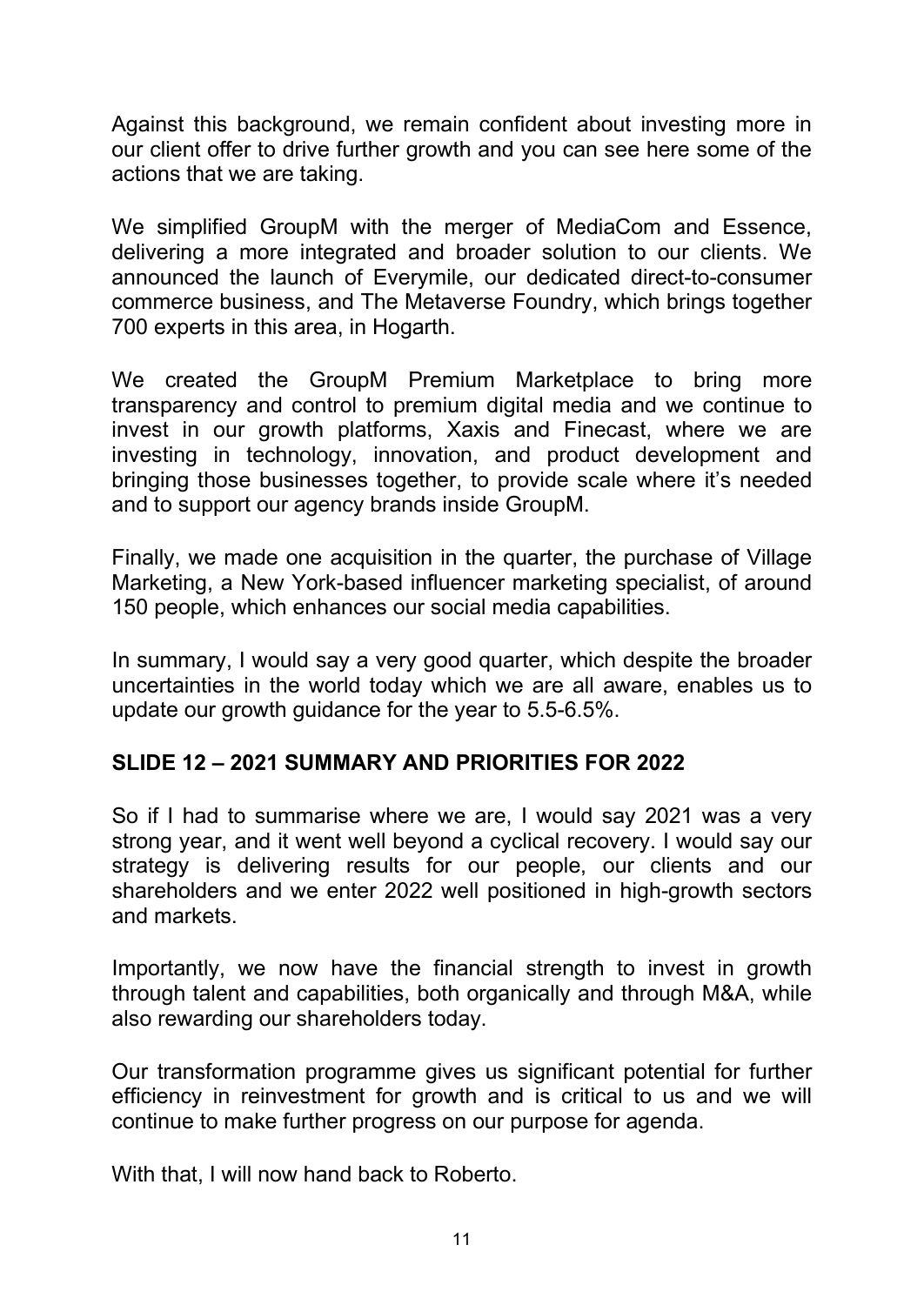Against this background, we remain confident about investing more in our client offer to drive further growth and you can see here some of the actions that we are taking.

We simplified GroupM with the merger of MediaCom and Essence, delivering a more integrated and broader solution to our clients. We announced the launch of Everymile, our dedicated direct-to-consumer commerce business, and The Metaverse Foundry, which brings together 700 experts in this area, in Hogarth.

We created the GroupM Premium Marketplace to bring more transparency and control to premium digital media and we continue to invest in our growth platforms, Xaxis and Finecast, where we are investing in technology, innovation, and product development and bringing those businesses together, to provide scale where it's needed and to support our agency brands inside GroupM.

Finally, we made one acquisition in the quarter, the purchase of Village Marketing, a New York-based influencer marketing specialist, of around 150 people, which enhances our social media capabilities.

In summary, I would say a very good quarter, which despite the broader uncertainties in the world today which we are all aware, enables us to update our growth guidance for the year to 5.5-6.5%.

## SLIDE 12 – 2021 SUMMARY AND PRIORITIES FOR 2022

So if I had to summarise where we are, I would say 2021 was a very strong year, and it went well beyond a cyclical recovery. I would say our strategy is delivering results for our people, our clients and our shareholders and we enter 2022 well positioned in high-growth sectors and markets.

Importantly, we now have the financial strength to invest in growth through talent and capabilities, both organically and through M&A, while also rewarding our shareholders today.

Our transformation programme gives us significant potential for further efficiency in reinvestment for growth and is critical to us and we will continue to make further progress on our purpose for agenda.

With that, I will now hand back to Roberto.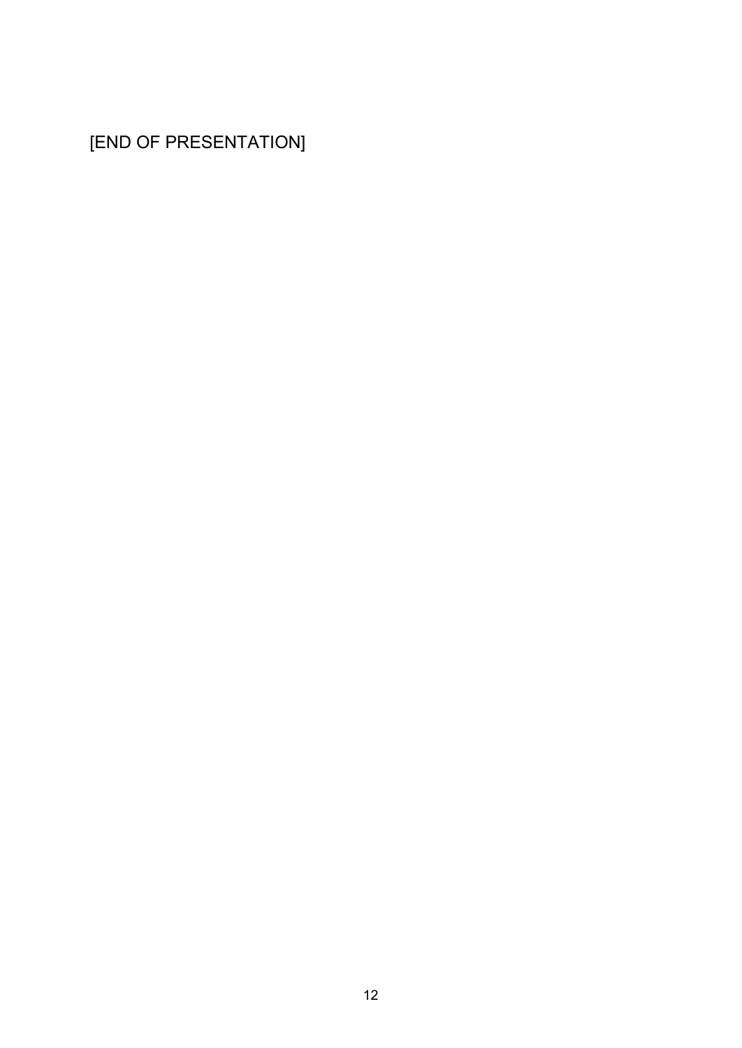[END OF PRESENTATION]